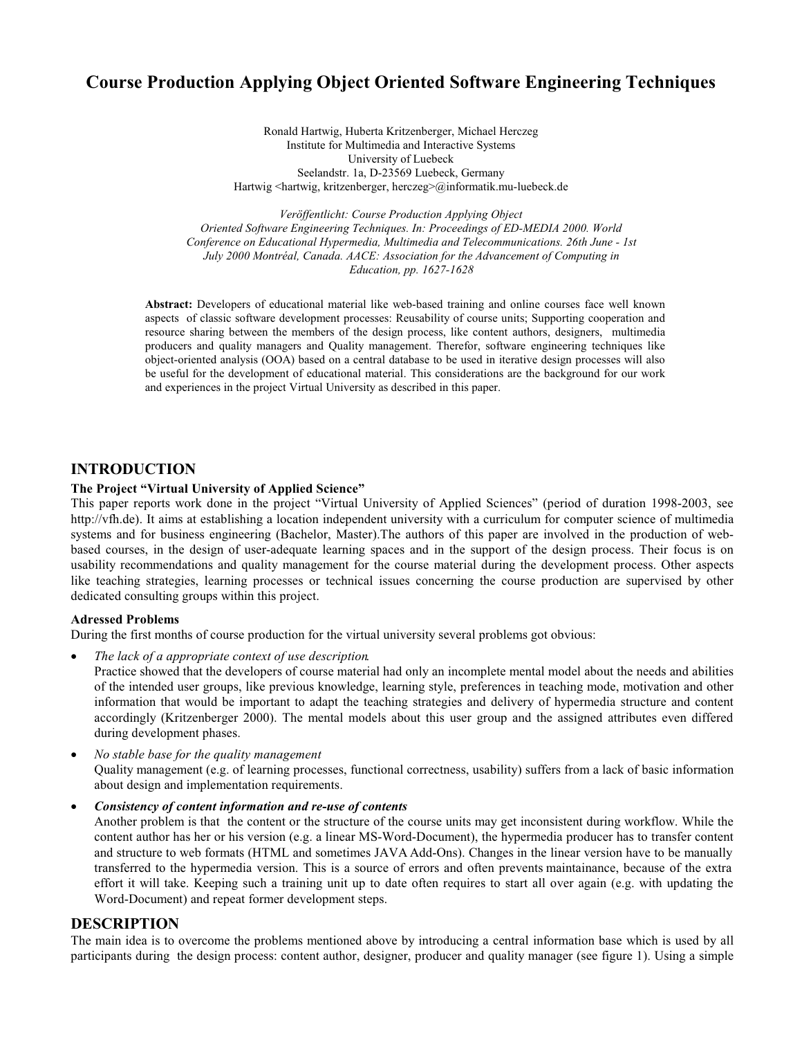# Course Production Applying Object Oriented Software Engineering Techniques

Ronald Hartwig, Huberta Kritzenberger, Michael Herczeg
Institute for Multimedia and Interactive Systems
University of Luebeck
Seelandstr. 1a, D-23569 Luebeck, Germany
Hartwig <hartwig, kritzenberger, herczeg>@informatik.mu-luebeck.de

*Veröffentlicht: Course Production Applying Object Oriented Software Engineering Techniques. In: Proceedings of ED-MEDIA 2000. World Conference on Educational Hypermedia, Multimedia and Telecommunications. 26th June - 1st July 2000 Montréal, Canada. AACE: Association for the Advancement of Computing in Education, pp. 1627-1628*

**Abstract:** Developers of educational material like web-based training and online courses face well known aspects of classic software development processes: Reusability of course units; Supporting cooperation and resource sharing between the members of the design process, like content authors, designers, multimedia producers and quality managers and Quality management. Therefor, software engineering techniques like object-oriented analysis (OOA) based on a central database to be used in iterative design processes will also be useful for the development of educational material. This considerations are the background for our work and experiences in the project Virtual University as described in this paper.

## INTRODUCTION

### The Project "Virtual University of Applied Science"

This paper reports work done in the project "Virtual University of Applied Sciences" (period of duration 1998-2003, see http://vfh.de). It aims at establishing a location independent university with a curriculum for computer science of multimedia systems and for business engineering (Bachelor, Master).The authors of this paper are involved in the production of web-based courses, in the design of user-adequate learning spaces and in the support of the design process. Their focus is on usability recommendations and quality management for the course material during the development process. Other aspects like teaching strategies, learning processes or technical issues concerning the course production are supervised by other dedicated consulting groups within this project.

### Adressed Problems

During the first months of course production for the virtual university several problems got obvious:

- *The lack of a appropriate context of use description.*
  Practice showed that the developers of course material had only an incomplete mental model about the needs and abilities of the intended user groups, like previous knowledge, learning style, preferences in teaching mode, motivation and other information that would be important to adapt the teaching strategies and delivery of hypermedia structure and content accordingly (Kritzenberger 2000). The mental models about this user group and the assigned attributes even differed during development phases.
- *No stable base for the quality management*
  Quality management (e.g. of learning processes, functional correctness, usability) suffers from a lack of basic information about design and implementation requirements.
- ***Consistency of content information and re-use of contents***
  Another problem is that the content or the structure of the course units may get inconsistent during workflow. While the content author has her or his version (e.g. a linear MS-Word-Document), the hypermedia producer has to transfer content and structure to web formats (HTML and sometimes JAVA Add-Ons). Changes in the linear version have to be manually transferred to the hypermedia version. This is a source of errors and often prevents maintainance, because of the extra effort it will take. Keeping such a training unit up to date often requires to start all over again (e.g. with updating the Word-Document) and repeat former development steps.

## DESCRIPTION

The main idea is to overcome the problems mentioned above by introducing a central information base which is used by all participants during the design process: content author, designer, producer and quality manager (see figure 1). Using a simple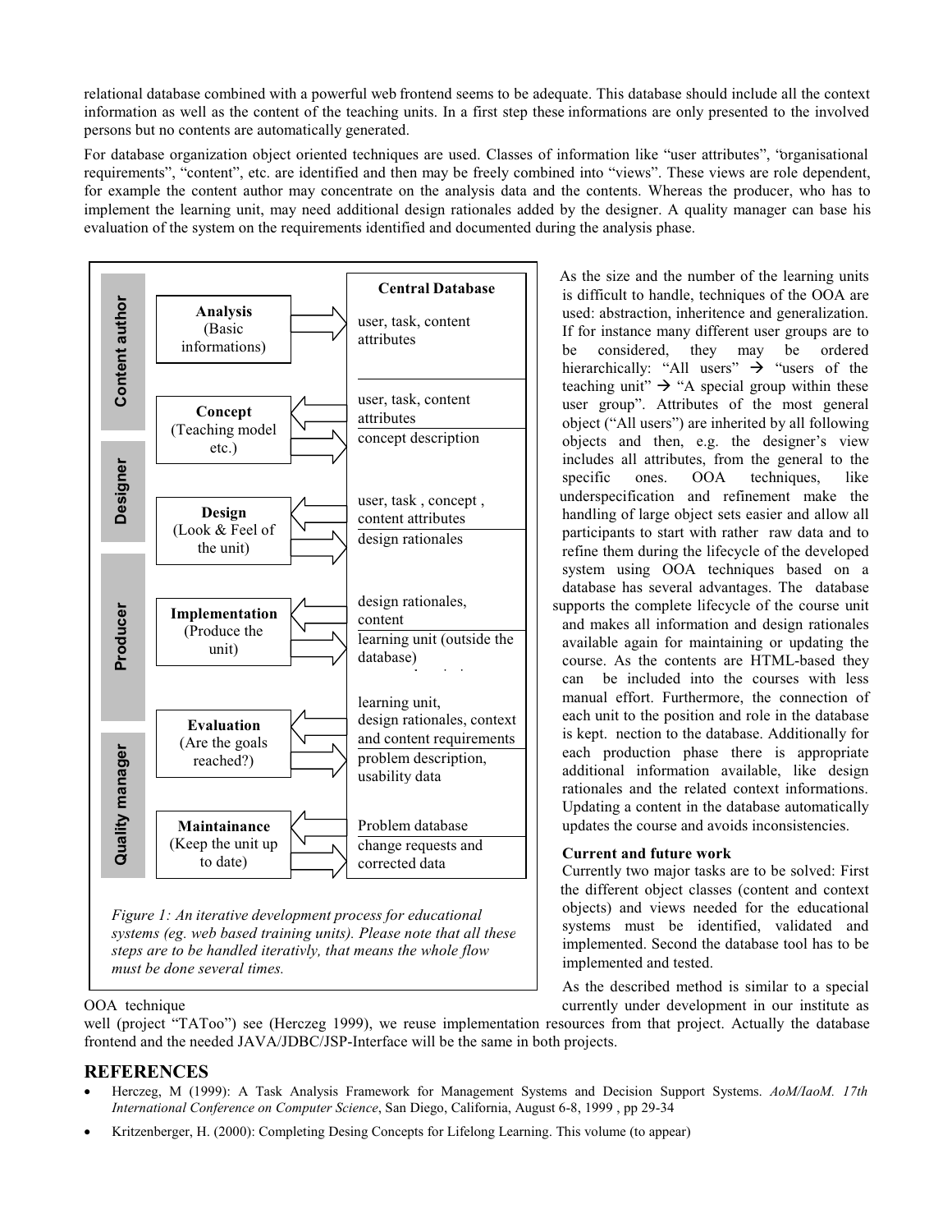relational database combined with a powerful web frontend seems to be adequate. This database should include all the context information as well as the content of the teaching units. In a first step these informations are only presented to the involved persons but no contents are automatically generated.

For database organization object oriented techniques are used. Classes of information like "user attributes", "organisational requirements", "content", etc. are identified and then may be freely combined into "views". These views are role dependent, for example the content author may concentrate on the analysis data and the contents. Whereas the producer, who has to implement the learning unit, may need additional design rationales added by the designer. A quality manager can base his evaluation of the system on the requirements identified and documented during the analysis phase.

Content author

Designer

Producer

Quality manager

Central Database

**Analysis** (Basic informations)

user, task, content attributes

**Concept** (Teaching model etc.)

user, task, content attributes

concept description

**Design** (Look & Feel of the unit)

user, task , concept , content attributes

design rationales

**Implementation** (Produce the unit)

design rationales, content

learning unit (outside the database)

**Evaluation** (Are the goals reached?)

learning unit, design rationales, context and content requirements

problem description, usability data

**Maintainance** (Keep the unit up to date)

Problem database

change requests and corrected data

*Figure 1: An iterative development process for educational systems (eg. web based training units). Please note that all these steps are to be handled iterativly, that means the whole flow must be done several times.*

As the size and the number of the learning units is difficult to handle, techniques of the OOA are used: abstraction, inheritence and generalization. If for instance many different user groups are to be considered, they may be ordered hierarchically: "All users" → "users of the teaching unit" → "A special group within these user group". Attributes of the most general object ("All users") are inherited by all following objects and then, e.g. the designer's view includes all attributes, from the general to the specific ones. OOA techniques, like underspecification and refinement make the handling of large object sets easier and allow all participants to start with rather raw data and to refine them during the lifecycle of the developed system using OOA techniques based on a database has several advantages. The database supports the complete lifecycle of the course unit and makes all information and design rationales available again for maintaining or updating the course. As the contents are HTML-based they can be included into the courses with less manual effort. Furthermore, the connection of each unit to the position and role in the database is kept. nection to the database. Additionally for each production phase there is appropriate additional information available, like design rationales and the related context informations. Updating a content in the database automatically updates the course and avoids inconsistencies.

### Current and future work

Currently two major tasks are to be solved: First the different object classes (content and context objects) and views needed for the educational systems must be identified, validated and implemented. Second the database tool has to be implemented and tested.

As the described method is similar to a special OOA technique currently under development in our institute as well (project "TAToo") see (Herczeg 1999), we reuse implementation resources from that project. Actually the database frontend and the needed JAVA/JDBC/JSP-Interface will be the same in both projects.

## REFERENCES

- Herczeg, M (1999): A Task Analysis Framework for Management Systems and Decision Support Systems. *AoM/IaoM. 17th International Conference on Computer Science*, San Diego, California, August 6-8, 1999 , pp 29-34
- Kritzenberger, H. (2000): Completing Desing Concepts for Lifelong Learning. This volume (to appear)